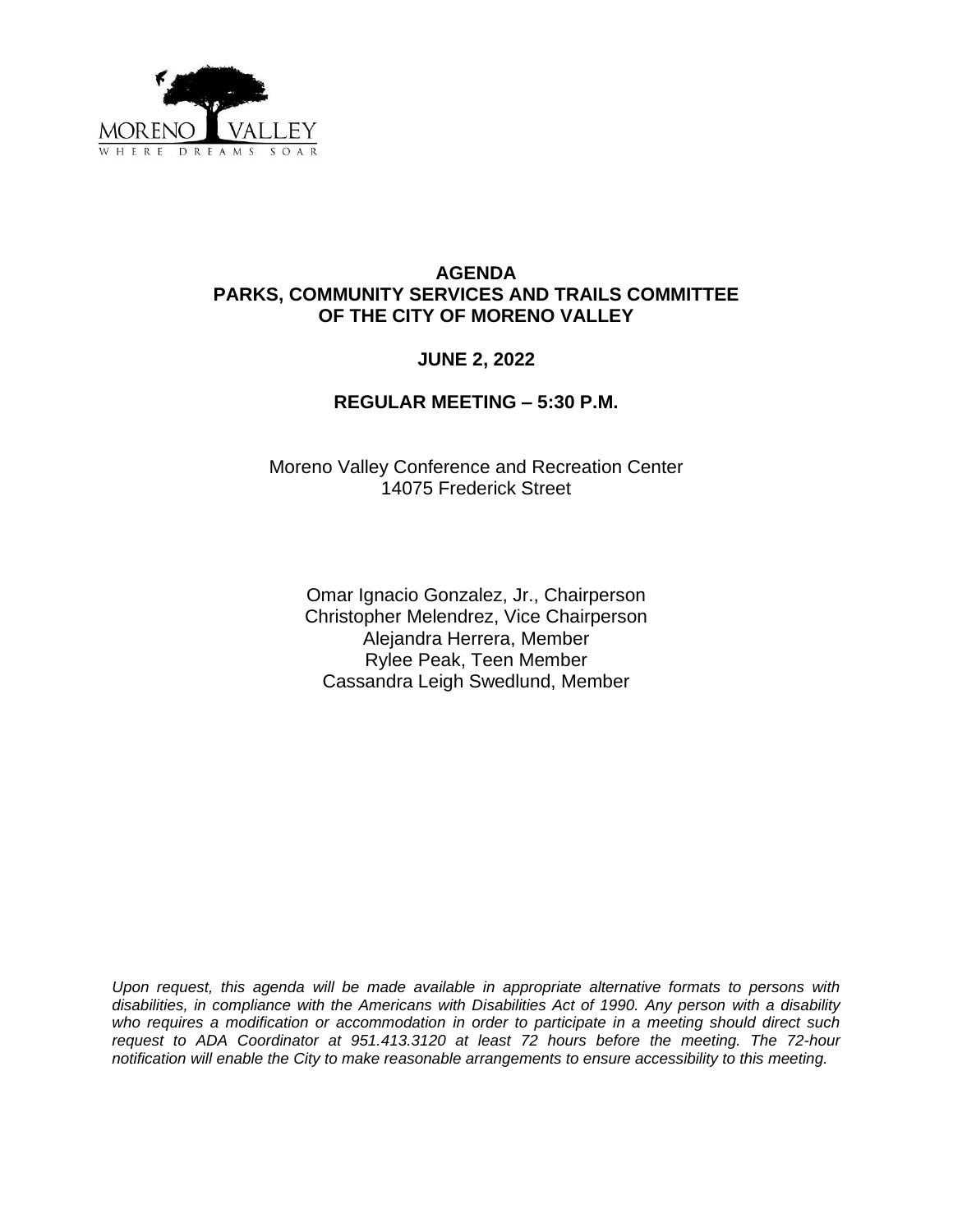MORENO VALLEY
WHERE DREAMS SOAR

# AGENDA
# PARKS, COMMUNITY SERVICES AND TRAILS COMMITTEE OF THE CITY OF MORENO VALLEY

**JUNE 2, 2022**

**REGULAR MEETING – 5:30 P.M.**

Moreno Valley Conference and Recreation Center
14075 Frederick Street

Omar Ignacio Gonzalez, Jr., Chairperson
Christopher Melendrez, Vice Chairperson
Alejandra Herrera, Member
Rylee Peak, Teen Member
Cassandra Leigh Swedlund, Member

*Upon request, this agenda will be made available in appropriate alternative formats to persons with disabilities, in compliance with the Americans with Disabilities Act of 1990. Any person with a disability who requires a modification or accommodation in order to participate in a meeting should direct such request to ADA Coordinator at 951.413.3120 at least 72 hours before the meeting. The 72-hour notification will enable the City to make reasonable arrangements to ensure accessibility to this meeting.*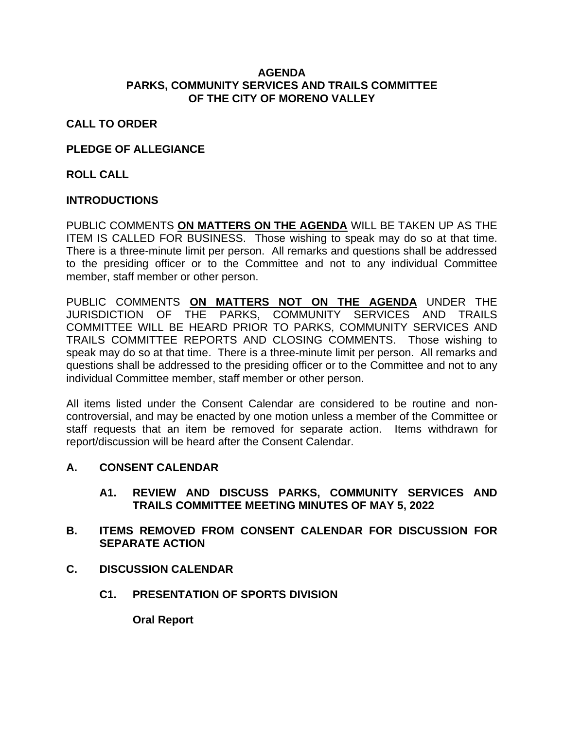**AGENDA**
**PARKS, COMMUNITY SERVICES AND TRAILS COMMITTEE**
**OF THE CITY OF MORENO VALLEY**

**CALL TO ORDER**

**PLEDGE OF ALLEGIANCE**

**ROLL CALL**

**INTRODUCTIONS**

PUBLIC COMMENTS **ON MATTERS ON THE AGENDA** WILL BE TAKEN UP AS THE ITEM IS CALLED FOR BUSINESS. Those wishing to speak may do so at that time. There is a three-minute limit per person. All remarks and questions shall be addressed to the presiding officer or to the Committee and not to any individual Committee member, staff member or other person.

PUBLIC COMMENTS **ON MATTERS NOT ON THE AGENDA** UNDER THE JURISDICTION OF THE PARKS, COMMUNITY SERVICES AND TRAILS COMMITTEE WILL BE HEARD PRIOR TO PARKS, COMMUNITY SERVICES AND TRAILS COMMITTEE REPORTS AND CLOSING COMMENTS. Those wishing to speak may do so at that time. There is a three-minute limit per person. All remarks and questions shall be addressed to the presiding officer or to the Committee and not to any individual Committee member, staff member or other person.

All items listed under the Consent Calendar are considered to be routine and non-controversial, and may be enacted by one motion unless a member of the Committee or staff requests that an item be removed for separate action. Items withdrawn for report/discussion will be heard after the Consent Calendar.

**A. CONSENT CALENDAR**

**A1. REVIEW AND DISCUSS PARKS, COMMUNITY SERVICES AND TRAILS COMMITTEE MEETING MINUTES OF MAY 5, 2022**

**B. ITEMS REMOVED FROM CONSENT CALENDAR FOR DISCUSSION FOR SEPARATE ACTION**

**C. DISCUSSION CALENDAR**

**C1. PRESENTATION OF SPORTS DIVISION**

**Oral Report**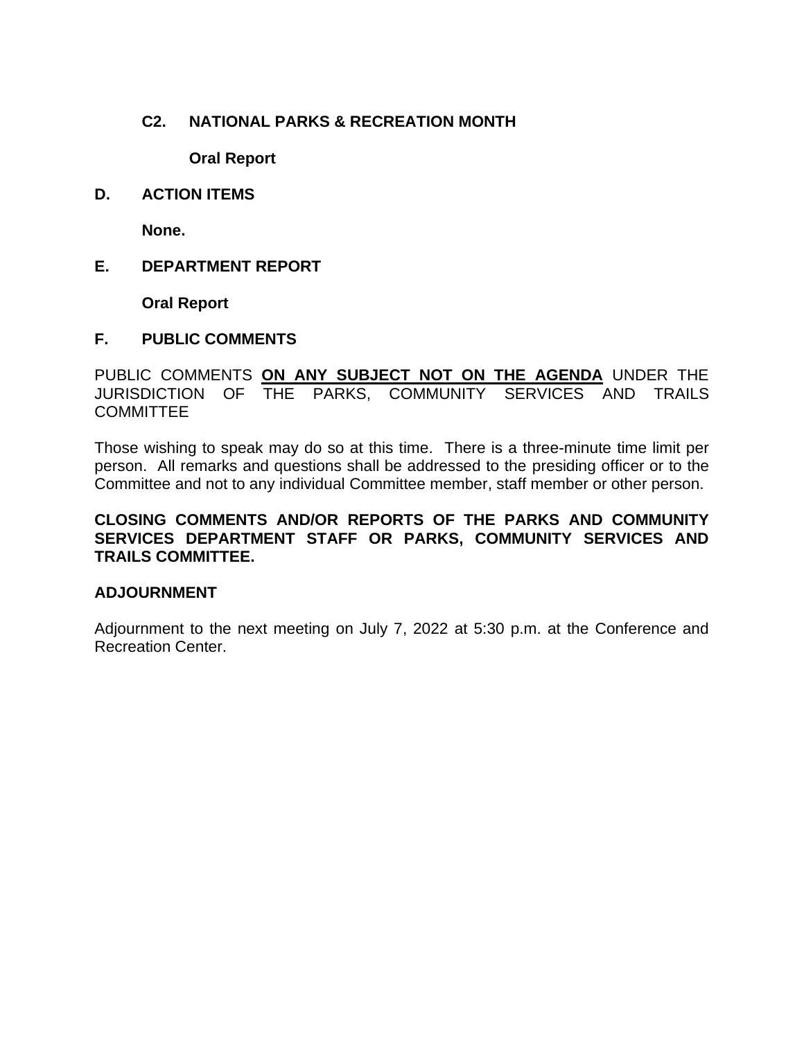### C2. NATIONAL PARKS & RECREATION MONTH

**Oral Report**

## D. ACTION ITEMS

**None.**

## E. DEPARTMENT REPORT

**Oral Report**

## F. PUBLIC COMMENTS

PUBLIC COMMENTS **ON ANY SUBJECT NOT ON THE AGENDA** UNDER THE JURISDICTION OF THE PARKS, COMMUNITY SERVICES AND TRAILS COMMITTEE

Those wishing to speak may do so at this time. There is a three-minute time limit per person. All remarks and questions shall be addressed to the presiding officer or to the Committee and not to any individual Committee member, staff member or other person.

**CLOSING COMMENTS AND/OR REPORTS OF THE PARKS AND COMMUNITY SERVICES DEPARTMENT STAFF OR PARKS, COMMUNITY SERVICES AND TRAILS COMMITTEE.**

## ADJOURNMENT

Adjournment to the next meeting on July 7, 2022 at 5:30 p.m. at the Conference and Recreation Center.